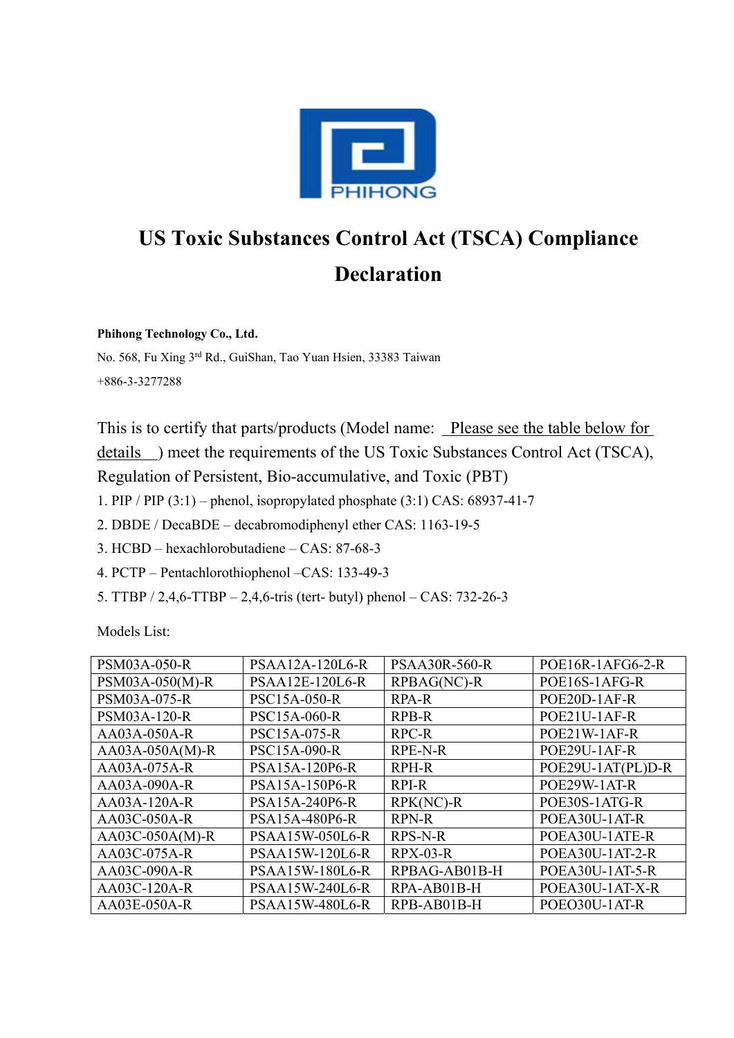PHIHONG

# US Toxic Substances Control Act (TSCA) Compliance Declaration

**Phihong Technology Co., Ltd.**

No. 568, Fu Xing 3rd Rd., GuiShan, Tao Yuan Hsien, 33383 Taiwan

+886-3-3277288

This is to certify that parts/products (Model name: Please see the table below for details ) meet the requirements of the US Toxic Substances Control Act (TSCA), Regulation of Persistent, Bio-accumulative, and Toxic (PBT)

1. PIP / PIP (3:1) – phenol, isopropylated phosphate (3:1) CAS: 68937-41-7
2. DBDE / DecaBDE – decabromodiphenyl ether CAS: 1163-19-5
3. HCBD – hexachlorobutadiene – CAS: 87-68-3
4. PCTP – Pentachlorothiophenol –CAS: 133-49-3
5. TTBP / 2,4,6-TTBP – 2,4,6-tris (tert- butyl) phenol – CAS: 732-26-3

Models List:

| | | | |
|---|---|---|---|
| PSM03A-050-R | PSAA12A-120L6-R | PSAA30R-560-R | POE16R-1AFG6-2-R |
| PSM03A-050(M)-R | PSAA12E-120L6-R | RPBAG(NC)-R | POE16S-1AFG-R |
| PSM03A-075-R | PSC15A-050-R | RPA-R | POE20D-1AF-R |
| PSM03A-120-R | PSC15A-060-R | RPB-R | POE21U-1AF-R |
| AA03A-050A-R | PSC15A-075-R | RPC-R | POE21W-1AF-R |
| AA03A-050A(M)-R | PSC15A-090-R | RPE-N-R | POE29U-1AF-R |
| AA03A-075A-R | PSA15A-120P6-R | RPH-R | POE29U-1AT(PL)D-R |
| AA03A-090A-R | PSA15A-150P6-R | RPI-R | POE29W-1AT-R |
| AA03A-120A-R | PSA15A-240P6-R | RPK(NC)-R | POE30S-1ATG-R |
| AA03C-050A-R | PSA15A-480P6-R | RPN-R | POEA30U-1AT-R |
| AA03C-050A(M)-R | PSAA15W-050L6-R | RPS-N-R | POEA30U-1ATE-R |
| AA03C-075A-R | PSAA15W-120L6-R | RPX-03-R | POEA30U-1AT-2-R |
| AA03C-090A-R | PSAA15W-180L6-R | RPBAG-AB01B-H | POEA30U-1AT-5-R |
| AA03C-120A-R | PSAA15W-240L6-R | RPA-AB01B-H | POEA30U-1AT-X-R |
| AA03E-050A-R | PSAA15W-480L6-R | RPB-AB01B-H | POEO30U-1AT-R |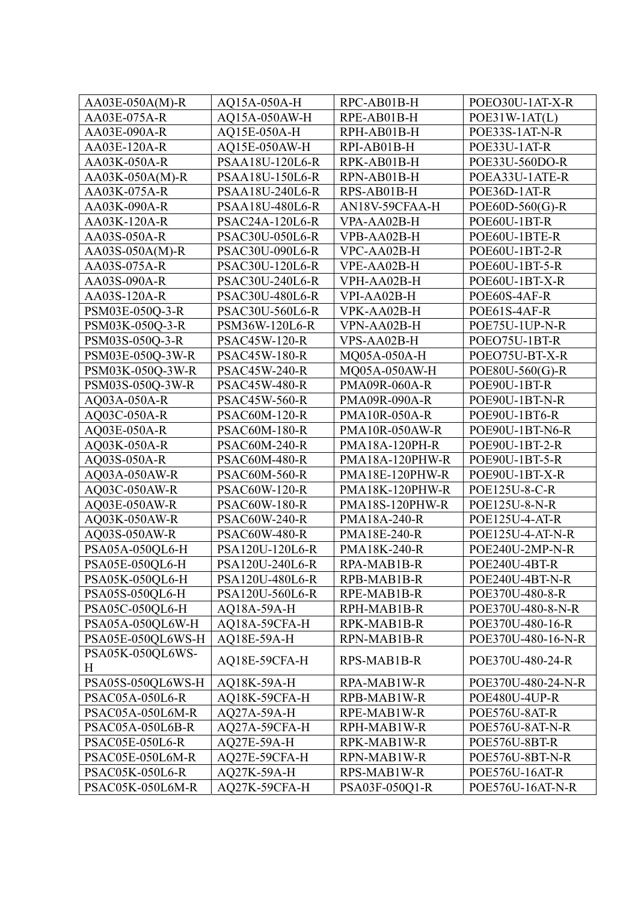| AA03E-050A(M)-R | AQ15A-050A-H | RPC-AB01B-H | POEO30U-1AT-X-R |
|---|---|---|---|
| AA03E-075A-R | AQ15A-050AW-H | RPE-AB01B-H | POE31W-1AT(L) |
| AA03E-090A-R | AQ15E-050A-H | RPH-AB01B-H | POE33S-1AT-N-R |
| AA03E-120A-R | AQ15E-050AW-H | RPI-AB01B-H | POE33U-1AT-R |
| AA03K-050A-R | PSAA18U-120L6-R | RPK-AB01B-H | POE33U-560DO-R |
| AA03K-050A(M)-R | PSAA18U-150L6-R | RPN-AB01B-H | POEA33U-1ATE-R |
| AA03K-075A-R | PSAA18U-240L6-R | RPS-AB01B-H | POE36D-1AT-R |
| AA03K-090A-R | PSAA18U-480L6-R | AN18V-59CFAA-H | POE60D-560(G)-R |
| AA03K-120A-R | PSAC24A-120L6-R | VPA-AA02B-H | POE60U-1BT-R |
| AA03S-050A-R | PSAC30U-050L6-R | VPB-AA02B-H | POE60U-1BTE-R |
| AA03S-050A(M)-R | PSAC30U-090L6-R | VPC-AA02B-H | POE60U-1BT-2-R |
| AA03S-075A-R | PSAC30U-120L6-R | VPE-AA02B-H | POE60U-1BT-5-R |
| AA03S-090A-R | PSAC30U-240L6-R | VPH-AA02B-H | POE60U-1BT-X-R |
| AA03S-120A-R | PSAC30U-480L6-R | VPI-AA02B-H | POE60S-4AF-R |
| PSM03E-050Q-3-R | PSAC30U-560L6-R | VPK-AA02B-H | POE61S-4AF-R |
| PSM03K-050Q-3-R | PSM36W-120L6-R | VPN-AA02B-H | POE75U-1UP-N-R |
| PSM03S-050Q-3-R | PSAC45W-120-R | VPS-AA02B-H | POEO75U-1BT-R |
| PSM03E-050Q-3W-R | PSAC45W-180-R | MQ05A-050A-H | POEO75U-BT-X-R |
| PSM03K-050Q-3W-R | PSAC45W-240-R | MQ05A-050AW-H | POE80U-560(G)-R |
| PSM03S-050Q-3W-R | PSAC45W-480-R | PMA09R-060A-R | POE90U-1BT-R |
| AQ03A-050A-R | PSAC45W-560-R | PMA09R-090A-R | POE90U-1BT-N-R |
| AQ03C-050A-R | PSAC60M-120-R | PMA10R-050A-R | POE90U-1BT6-R |
| AQ03E-050A-R | PSAC60M-180-R | PMA10R-050AW-R | POE90U-1BT-N6-R |
| AQ03K-050A-R | PSAC60M-240-R | PMA18A-120PH-R | POE90U-1BT-2-R |
| AQ03S-050A-R | PSAC60M-480-R | PMA18A-120PHW-R | POE90U-1BT-5-R |
| AQ03A-050AW-R | PSAC60M-560-R | PMA18E-120PHW-R | POE90U-1BT-X-R |
| AQ03C-050AW-R | PSAC60W-120-R | PMA18K-120PHW-R | POE125U-8-C-R |
| AQ03E-050AW-R | PSAC60W-180-R | PMA18S-120PHW-R | POE125U-8-N-R |
| AQ03K-050AW-R | PSAC60W-240-R | PMA18A-240-R | POE125U-4-AT-R |
| AQ03S-050AW-R | PSAC60W-480-R | PMA18E-240-R | POE125U-4-AT-N-R |
| PSA05A-050QL6-H | PSA120U-120L6-R | PMA18K-240-R | POE240U-2MP-N-R |
| PSA05E-050QL6-H | PSA120U-240L6-R | RPA-MAB1B-R | POE240U-4BT-R |
| PSA05K-050QL6-H | PSA120U-480L6-R | RPB-MAB1B-R | POE240U-4BT-N-R |
| PSA05S-050QL6-H | PSA120U-560L6-R | RPE-MAB1B-R | POE370U-480-8-R |
| PSA05C-050QL6-H | AQ18A-59A-H | RPH-MAB1B-R | POE370U-480-8-N-R |
| PSA05A-050QL6W-H | AQ18A-59CFA-H | RPK-MAB1B-R | POE370U-480-16-R |
| PSA05E-050QL6WS-H | AQ18E-59A-H | RPN-MAB1B-R | POE370U-480-16-N-R |
| PSA05K-050QL6WS-H | AQ18E-59CFA-H | RPS-MAB1B-R | POE370U-480-24-R |
| PSA05S-050QL6WS-H | AQ18K-59A-H | RPA-MAB1W-R | POE370U-480-24-N-R |
| PSAC05A-050L6-R | AQ18K-59CFA-H | RPB-MAB1W-R | POE480U-4UP-R |
| PSAC05A-050L6M-R | AQ27A-59A-H | RPE-MAB1W-R | POE576U-8AT-R |
| PSAC05A-050L6B-R | AQ27A-59CFA-H | RPH-MAB1W-R | POE576U-8AT-N-R |
| PSAC05E-050L6-R | AQ27E-59A-H | RPK-MAB1W-R | POE576U-8BT-R |
| PSAC05E-050L6M-R | AQ27E-59CFA-H | RPN-MAB1W-R | POE576U-8BT-N-R |
| PSAC05K-050L6-R | AQ27K-59A-H | RPS-MAB1W-R | POE576U-16AT-R |
| PSAC05K-050L6M-R | AQ27K-59CFA-H | PSA03F-050Q1-R | POE576U-16AT-N-R |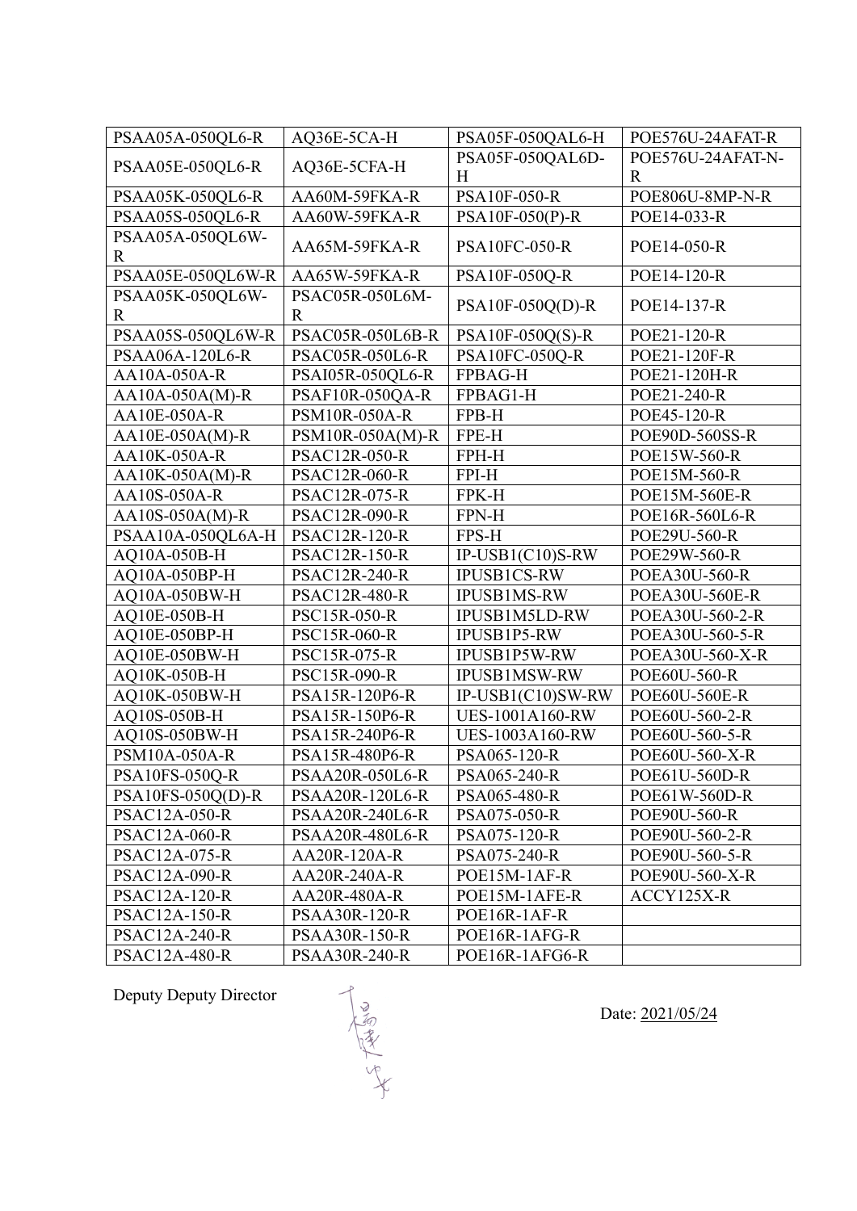| | | | |
|---|---|---|---|
| PSAA05A-050QL6-R | AQ36E-5CA-H | PSA05F-050QAL6-H | POE576U-24AFAT-R |
| PSAA05E-050QL6-R | AQ36E-5CFA-H | PSA05F-050QAL6D-H | POE576U-24AFAT-N-R |
| PSAA05K-050QL6-R | AA60M-59FKA-R | PSA10F-050-R | POE806U-8MP-N-R |
| PSAA05S-050QL6-R | AA60W-59FKA-R | PSA10F-050(P)-R | POE14-033-R |
| PSAA05A-050QL6W-R | AA65M-59FKA-R | PSA10FC-050-R | POE14-050-R |
| PSAA05E-050QL6W-R | AA65W-59FKA-R | PSA10F-050Q-R | POE14-120-R |
| PSAA05K-050QL6W-R | PSAC05R-050L6M-R | PSA10F-050Q(D)-R | POE14-137-R |
| PSAA05S-050QL6W-R | PSAC05R-050L6B-R | PSA10F-050Q(S)-R | POE21-120-R |
| PSAA06A-120L6-R | PSAC05R-050L6-R | PSA10FC-050Q-R | POE21-120F-R |
| AA10A-050A-R | PSAI05R-050QL6-R | FPBAG-H | POE21-120H-R |
| AA10A-050A(M)-R | PSAF10R-050QA-R | FPBAG1-H | POE21-240-R |
| AA10E-050A-R | PSM10R-050A-R | FPB-H | POE45-120-R |
| AA10E-050A(M)-R | PSM10R-050A(M)-R | FPE-H | POE90D-560SS-R |
| AA10K-050A-R | PSAC12R-050-R | FPH-H | POE15W-560-R |
| AA10K-050A(M)-R | PSAC12R-060-R | FPI-H | POE15M-560-R |
| AA10S-050A-R | PSAC12R-075-R | FPK-H | POE15M-560E-R |
| AA10S-050A(M)-R | PSAC12R-090-R | FPN-H | POE16R-560L6-R |
| PSAA10A-050QL6A-H | PSAC12R-120-R | FPS-H | POE29U-560-R |
| AQ10A-050B-H | PSAC12R-150-R | IP-USB1(C10)S-RW | POE29W-560-R |
| AQ10A-050BP-H | PSAC12R-240-R | IPUSB1CS-RW | POEA30U-560-R |
| AQ10A-050BW-H | PSAC12R-480-R | IPUSB1MS-RW | POEA30U-560E-R |
| AQ10E-050B-H | PSC15R-050-R | IPUSB1M5LD-RW | POEA30U-560-2-R |
| AQ10E-050BP-H | PSC15R-060-R | IPUSB1P5-RW | POEA30U-560-5-R |
| AQ10E-050BW-H | PSC15R-075-R | IPUSB1P5W-RW | POEA30U-560-X-R |
| AQ10K-050B-H | PSC15R-090-R | IPUSB1MSW-RW | POE60U-560-R |
| AQ10K-050BW-H | PSA15R-120P6-R | IP-USB1(C10)SW-RW | POE60U-560E-R |
| AQ10S-050B-H | PSA15R-150P6-R | UES-1001A160-RW | POE60U-560-2-R |
| AQ10S-050BW-H | PSA15R-240P6-R | UES-1003A160-RW | POE60U-560-5-R |
| PSM10A-050A-R | PSA15R-480P6-R | PSA065-120-R | POE60U-560-X-R |
| PSA10FS-050Q-R | PSAA20R-050L6-R | PSA065-240-R | POE61U-560D-R |
| PSA10FS-050Q(D)-R | PSAA20R-120L6-R | PSA065-480-R | POE61W-560D-R |
| PSAC12A-050-R | PSAA20R-240L6-R | PSA075-050-R | POE90U-560-R |
| PSAC12A-060-R | PSAA20R-480L6-R | PSA075-120-R | POE90U-560-2-R |
| PSAC12A-075-R | AA20R-120A-R | PSA075-240-R | POE90U-560-5-R |
| PSAC12A-090-R | AA20R-240A-R | POE15M-1AF-R | POE90U-560-X-R |
| PSAC12A-120-R | AA20R-480A-R | POE15M-1AFE-R | ACCY125X-R |
| PSAC12A-150-R | PSAA30R-120-R | POE16R-1AF-R | |
| PSAC12A-240-R | PSAA30R-150-R | POE16R-1AFG-R | |
| PSAC12A-480-R | PSAA30R-240-R | POE16R-1AFG6-R | |

Deputy Deputy Director

Date: 2021/05/24